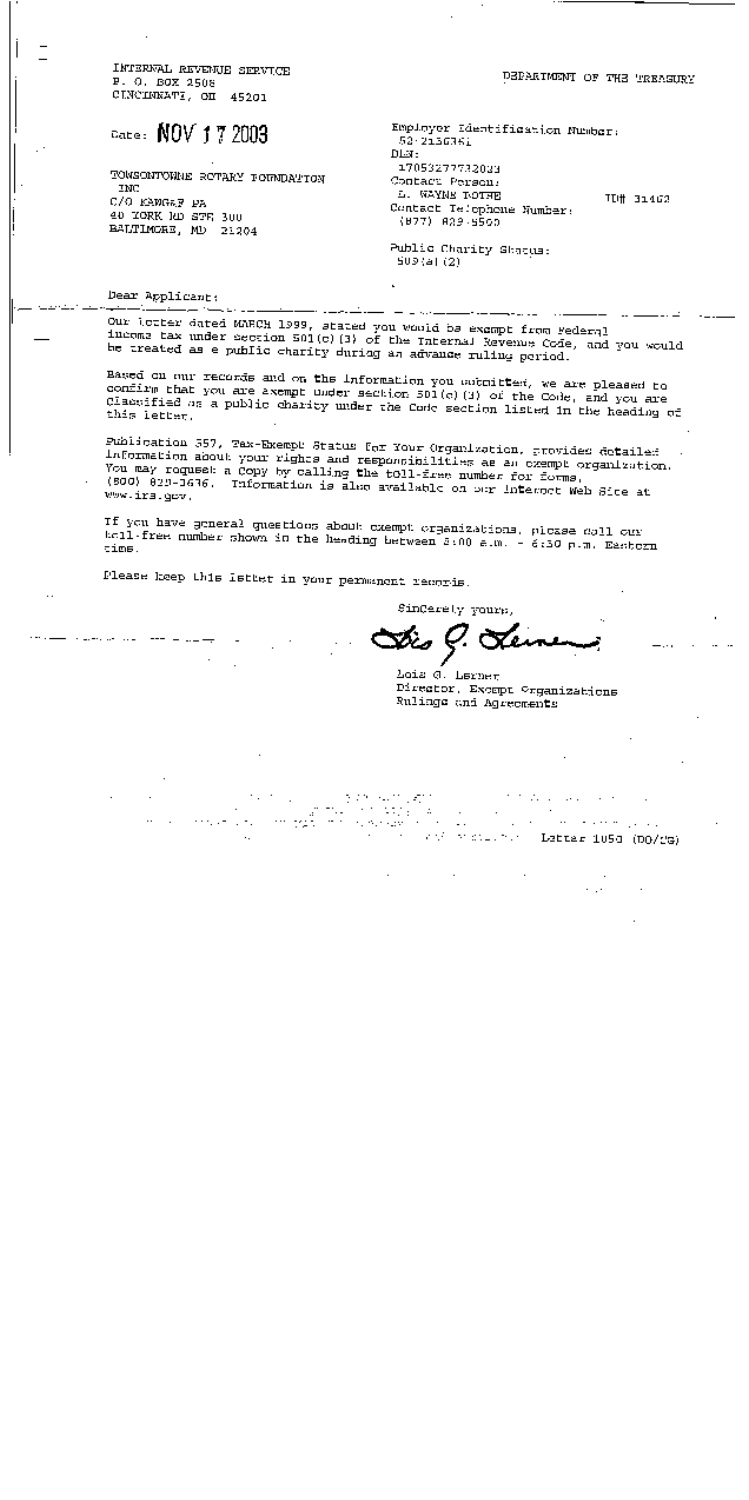INTERNAL REVENUE SERVICE
P. O. BOX 2508
CINCINNATI, OH 45201

DEPARTMENT OF THE TREASURY

Date: NOV 17 2003

TOWSONTOWNE ROTARY FOUNDATION
INC
C/O KAMGAF PA
40 YORK RD STE 300
BALTIMORE, MD 21204

Employer Identification Number:
52-2136361
DLN:
17053277732033
Contact Person:
L. WAYNE ROTHE TD# 31462
Contact Telephone Number:
(877) 829-5500

Public Charity Status:
509(a)(2)

Dear Applicant:

Our letter dated MARCH 1999, stated you would be exempt from Federal income tax under section 501(c)(3) of the Internal Revenue Code, and you would be treated as a public charity during an advance ruling period.

Based on our records and on the information you submitted, we are pleased to confirm that you are exempt under section 501(c)(3) of the Code, and you are classified as a public charity under the Code section listed in the heading of this letter.

Publication 557, Tax-Exempt Status for Your Organization, provides detailed information about your rights and responsibilities as an exempt organization. You may request a copy by calling the toll-free number for forms, (800) 829-3676. Information is also available on our Internet Web Site at www.irs.gov.

If you have general questions about exempt organizations, please call our toll-free number shown in the heading between 8:00 a.m. - 6:30 p.m. Eastern time.

Please keep this letter in your permanent records.

Sincerely yours,

Lois G. Lerner

Lois G. Lerner
Director, Exempt Organizations
Rulings and Agreements

Letter 1050 (DO/CG)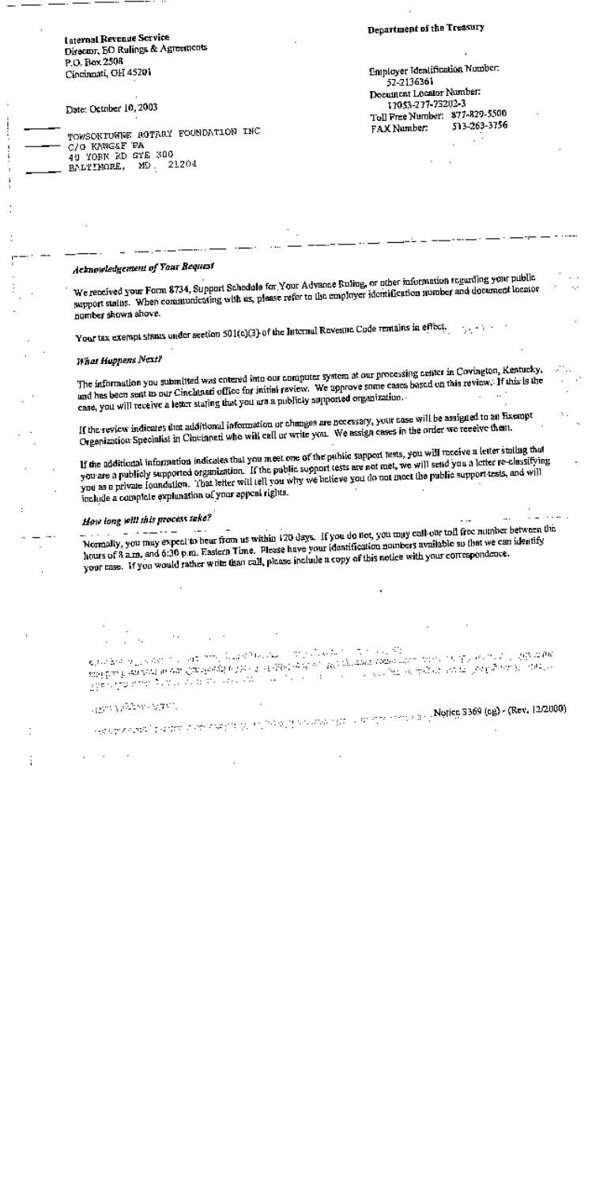Internal Revenue Service
Director, EO Rulings & Agreements
P.O. Box 2508
Cincinnati, OH 45201

Department of the Treasury

Employer Identification Number:
52-2136361
Document Locator Number:
17053-277-75202-3
Toll Free Number: 877-829-5500
FAX Number: 513-263-3756

Date: October 10, 2003

TOWSONTOWNE ROTARY FOUNDATION INC
C/O KAWG&F PA
40 YORK RD STE 300
BALTIMORE, MD 21204

***Acknowledgement of Your Request***

We received your Form 8734, Support Schedule for Your Advance Ruling, or other information regarding your public support status. When communicating with us, please refer to the employer identification number and document locator number shown above.

Your tax exempt status under section 501(c)(3) of the Internal Revenue Code remains in effect.

***What Happens Next?***

The information you submitted was entered into our computer system at our processing center in Covington, Kentucky, and has been sent to our Cincinnati office for initial review. We approve some cases based on this review. If this is the case, you will receive a letter stating that you are a publicly supported organization.

If the review indicates that additional information or changes are necessary, your case will be assigned to an Exempt Organization Specialist in Cincinnati who will call or write you. We assign cases in the order we receive them.

If the additional information indicates that you meet one of the public support tests, you will receive a letter stating that you are a publicly supported organization. If the public support tests are not met, we will send you a letter re-classifying you as a private foundation. That letter will tell you why we believe you do not meet the public support tests, and will include a complete explanation of your appeal rights.

***How long will this process take?***

Normally, you may expect to hear from us within 120 days. If you do not, you may call our toll free number between the hours of 8 a.m. and 6:30 p.m. Eastern Time. Please have your identification numbers available so that we can identify your case. If you would rather write than call, please include a copy of this notice with your correspondence.

Notice 3369 (cg) - (Rev. 12/2000)